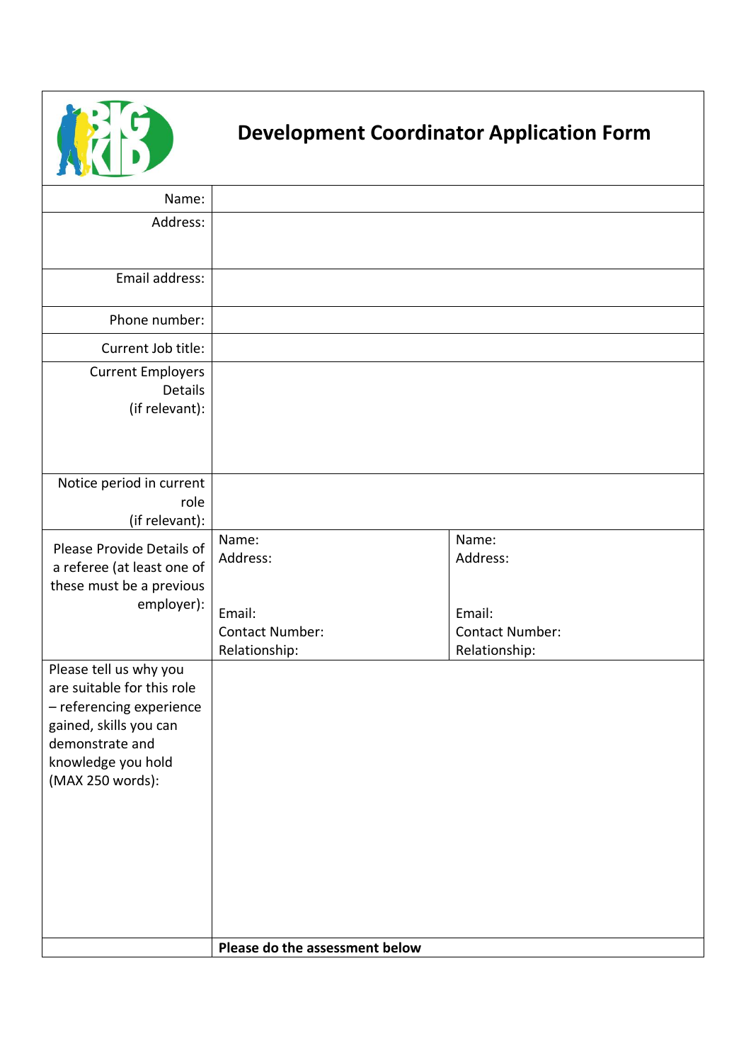# Development Coordinator Application Form

| | | |
|---|---|---|
| Name: | | |
| Address: | | |
| Email address: | | |
| Phone number: | | |
| Current Job title: | | |
| Current Employers Details (if relevant): | | |
| Notice period in current role (if relevant): | | |
| Please Provide Details of a referee (at least one of these must be a previous employer): | Name:<br>Address:<br><br>Email:<br>Contact Number:<br>Relationship: | Name:<br>Address:<br><br>Email:<br>Contact Number:<br>Relationship: |
| Please tell us why you are suitable for this role – referencing experience gained, skills you can demonstrate and knowledge you hold (MAX 250 words): | | |
| | **Please do the assessment below** | |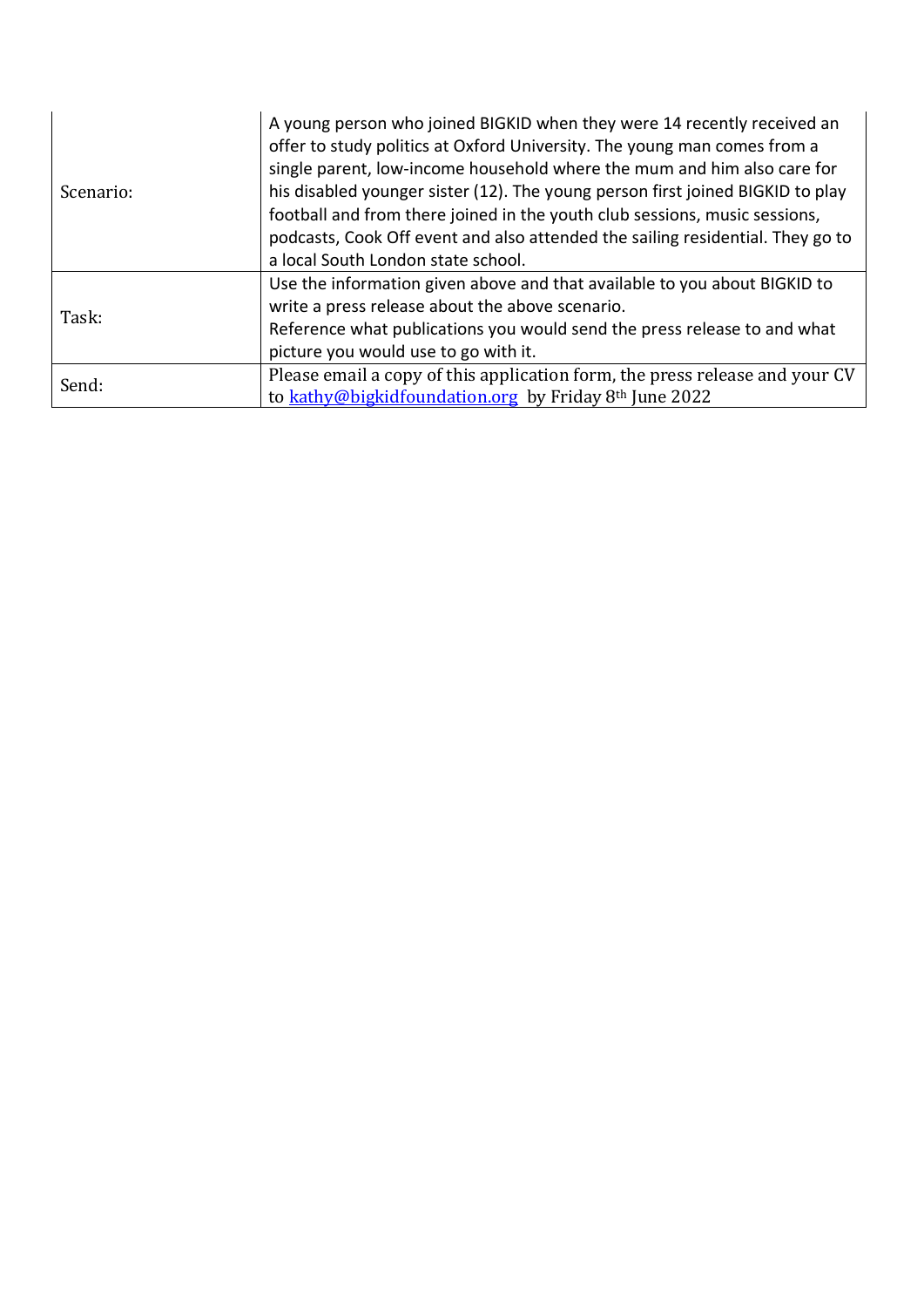| | |
|---|---|
| Scenario: | A young person who joined BIGKID when they were 14 recently received an offer to study politics at Oxford University. The young man comes from a single parent, low-income household where the mum and him also care for his disabled younger sister (12). The young person first joined BIGKID to play football and from there joined in the youth club sessions, music sessions, podcasts, Cook Off event and also attended the sailing residential. They go to a local South London state school. |
| Task: | Use the information given above and that available to you about BIGKID to write a press release about the above scenario. Reference what publications you would send the press release to and what picture you would use to go with it. |
| Send: | Please email a copy of this application form, the press release and your CV to kathy@bigkidfoundation.org by Friday 8th June 2022 |